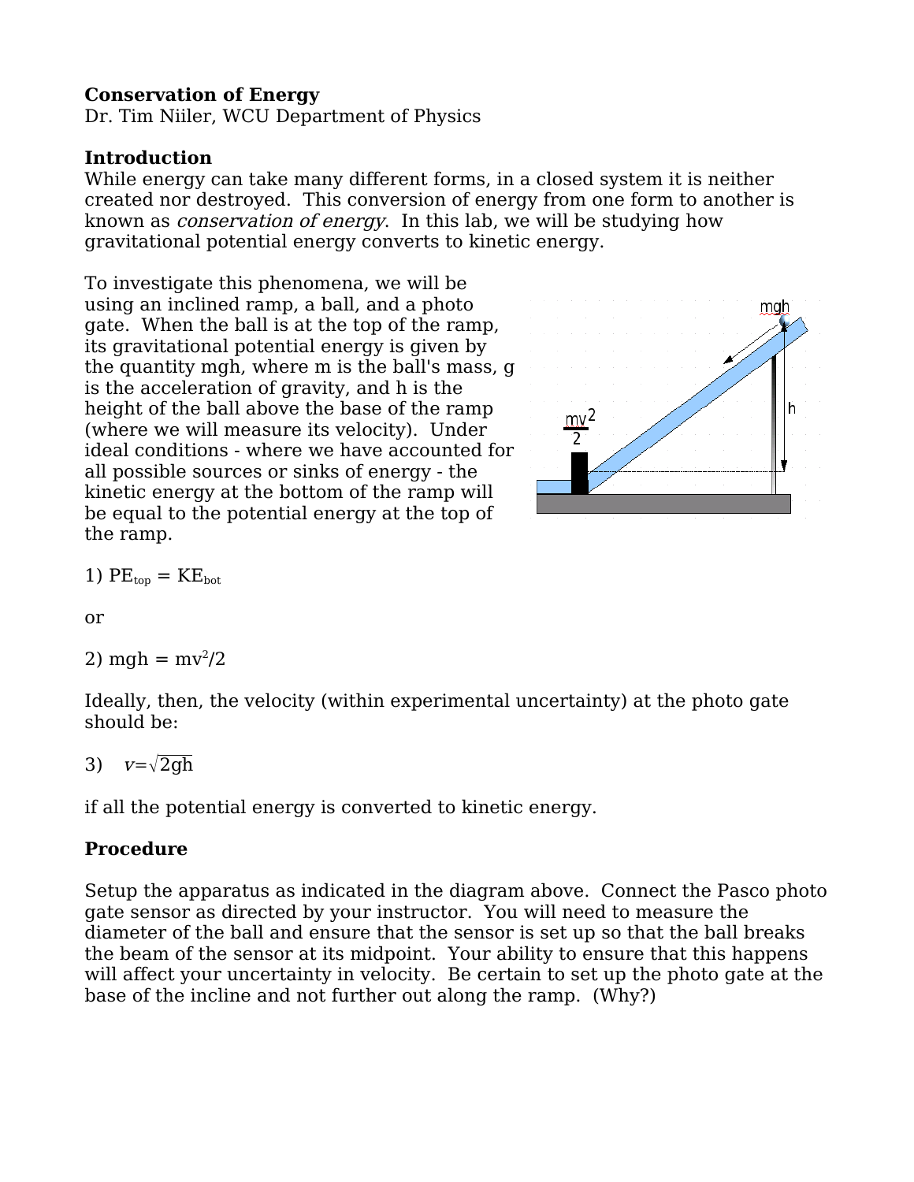**Conservation of Energy**
Dr. Tim Niiler, WCU Department of Physics

**Introduction**

While energy can take many different forms, in a closed system it is neither created nor destroyed. This conversion of energy from one form to another is known as *conservation of energy*. In this lab, we will be studying how gravitational potential energy converts to kinetic energy.

To investigate this phenomena, we will be using an inclined ramp, a ball, and a photo gate. When the ball is at the top of the ramp, its gravitational potential energy is given by the quantity mgh, where m is the ball's mass, g is the acceleration of gravity, and h is the height of the ball above the base of the ramp (where we will measure its velocity). Under ideal conditions - where we have accounted for all possible sources or sinks of energy - the kinetic energy at the bottom of the ramp will be equal to the potential energy at the top of the ramp.

1) $PE_{top} = KE_{bot}$

or

2) $mgh = mv^2/2$

Ideally, then, the velocity (within experimental uncertainty) at the photo gate should be:

3) $v = \sqrt{2gh}$

if all the potential energy is converted to kinetic energy.

**Procedure**

Setup the apparatus as indicated in the diagram above. Connect the Pasco photo gate sensor as directed by your instructor. You will need to measure the diameter of the ball and ensure that the sensor is set up so that the ball breaks the beam of the sensor at its midpoint. Your ability to ensure that this happens will affect your uncertainty in velocity. Be certain to set up the photo gate at the base of the incline and not further out along the ramp. (Why?)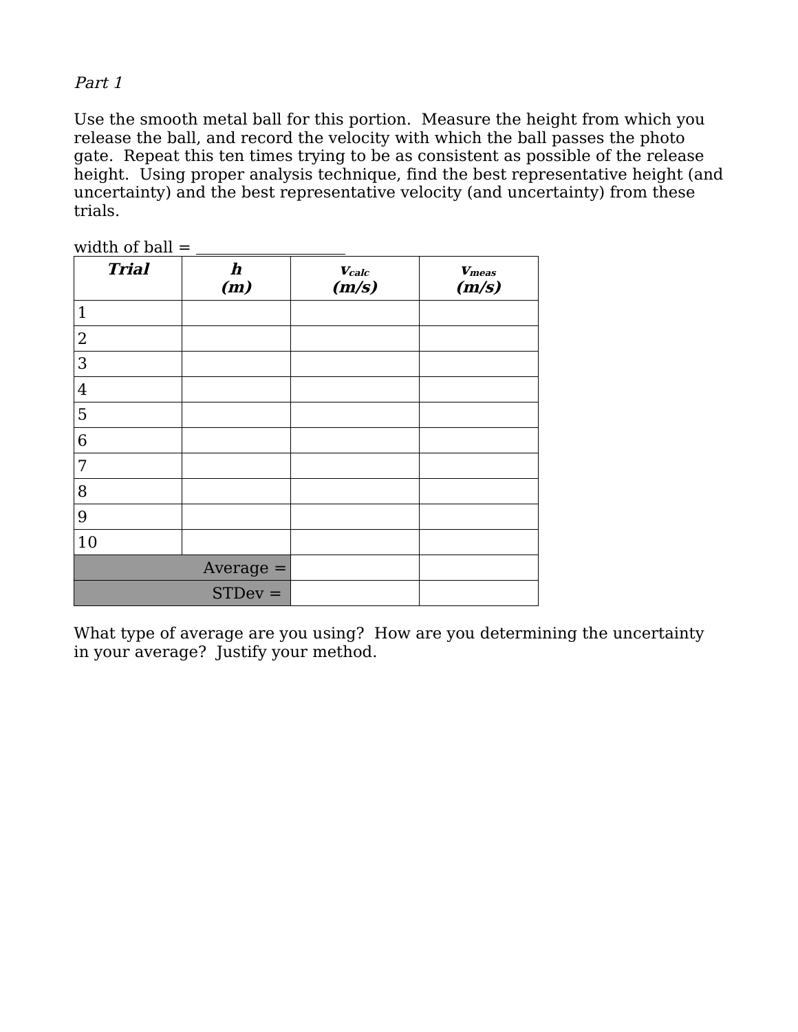*Part 1*

Use the smooth metal ball for this portion. Measure the height from which you release the ball, and record the velocity with which the ball passes the photo gate. Repeat this ten times trying to be as consistent as possible of the release height. Using proper analysis technique, find the best representative height (and uncertainty) and the best representative velocity (and uncertainty) from these trials.

width of ball = \_\_\_\_\_\_\_\_\_\_\_\_\_\_\_\_\_\_\_\_

| ***Trial*** | ***h* (m)** | **$v_{calc}$ (m/s)** | **$v_{meas}$ (m/s)** |
|---|---|---|---|
| 1 | | | |
| 2 | | | |
| 3 | | | |
| 4 | | | |
| 5 | | | |
| 6 | | | |
| 7 | | | |
| 8 | | | |
| 9 | | | |
| 10 | | | |
| | Average = | | |
| | STDev = | | |

What type of average are you using? How are you determining the uncertainty in your average? Justify your method.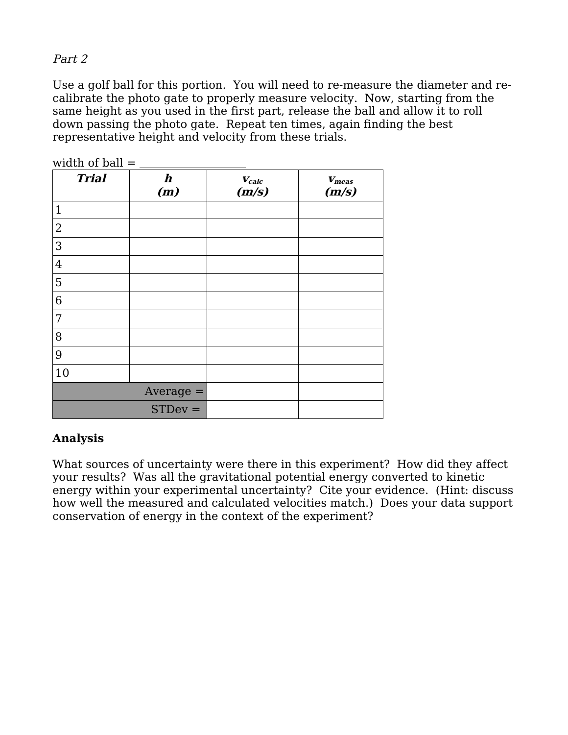*Part 2*

Use a golf ball for this portion. You will need to re-measure the diameter and re-calibrate the photo gate to properly measure velocity. Now, starting from the same height as you used in the first part, release the ball and allow it to roll down passing the photo gate. Repeat ten times, again finding the best representative height and velocity from these trials.

width of ball = ___________________

| ***Trial*** | ***h* (m)** | **$v_{calc}$ (m/s)** | **$v_{meas}$ (m/s)** |
|---|---|---|---|
| 1 | | | |
| 2 | | | |
| 3 | | | |
| 4 | | | |
| 5 | | | |
| 6 | | | |
| 7 | | | |
| 8 | | | |
| 9 | | | |
| 10 | | | |
| | Average = | | |
| | STDev = | | |

**Analysis**

What sources of uncertainty were there in this experiment? How did they affect your results? Was all the gravitational potential energy converted to kinetic energy within your experimental uncertainty? Cite your evidence. (Hint: discuss how well the measured and calculated velocities match.) Does your data support conservation of energy in the context of the experiment?